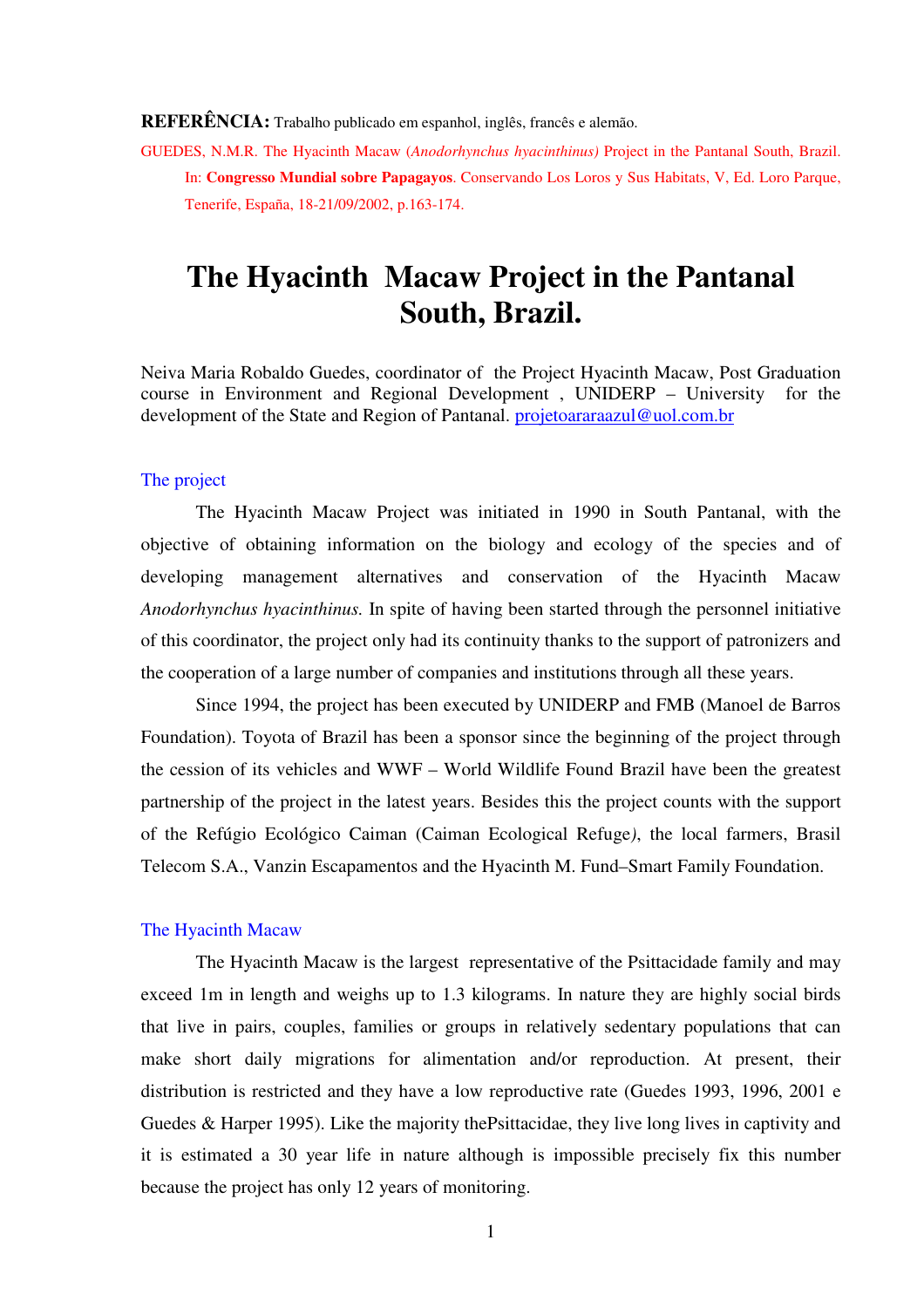**REFERÊNCIA:** Trabalho publicado em espanhol, inglês, francês e alemão.

GUEDES, N.M.R. The Hyacinth Macaw (*Anodorhynchus hyacinthinus)* Project in the Pantanal South, Brazil. In: **Congresso Mundial sobre Papagayos**. Conservando Los Loros y Sus Habitats, V, Ed. Loro Parque, Tenerife, España, 18-21/09/2002, p.163-174.

# The Hyacinth Macaw Project in the Pantanal South, Brazil.

Neiva Maria Robaldo Guedes, coordinator of the Project Hyacinth Macaw, Post Graduation course in Environment and Regional Development , UNIDERP – University for the development of the State and Region of Pantanal. projetoararaazul@uol.com.br

## The project

The Hyacinth Macaw Project was initiated in 1990 in South Pantanal, with the objective of obtaining information on the biology and ecology of the species and of developing management alternatives and conservation of the Hyacinth Macaw *Anodorhynchus hyacinthinus.* In spite of having been started through the personnel initiative of this coordinator, the project only had its continuity thanks to the support of patronizers and the cooperation of a large number of companies and institutions through all these years.

Since 1994, the project has been executed by UNIDERP and FMB (Manoel de Barros Foundation). Toyota of Brazil has been a sponsor since the beginning of the project through the cession of its vehicles and WWF – World Wildlife Found Brazil have been the greatest partnership of the project in the latest years. Besides this the project counts with the support of the Refúgio Ecológico Caiman (Caiman Ecological Refuge*)*, the local farmers, Brasil Telecom S.A., Vanzin Escapamentos and the Hyacinth M. Fund–Smart Family Foundation.

## The Hyacinth Macaw

The Hyacinth Macaw is the largest representative of the Psittacidade family and may exceed 1m in length and weighs up to 1.3 kilograms. In nature they are highly social birds that live in pairs, couples, families or groups in relatively sedentary populations that can make short daily migrations for alimentation and/or reproduction. At present, their distribution is restricted and they have a low reproductive rate (Guedes 1993, 1996, 2001 e Guedes & Harper 1995). Like the majority thePsittacidae, they live long lives in captivity and it is estimated a 30 year life in nature although is impossible precisely fix this number because the project has only 12 years of monitoring.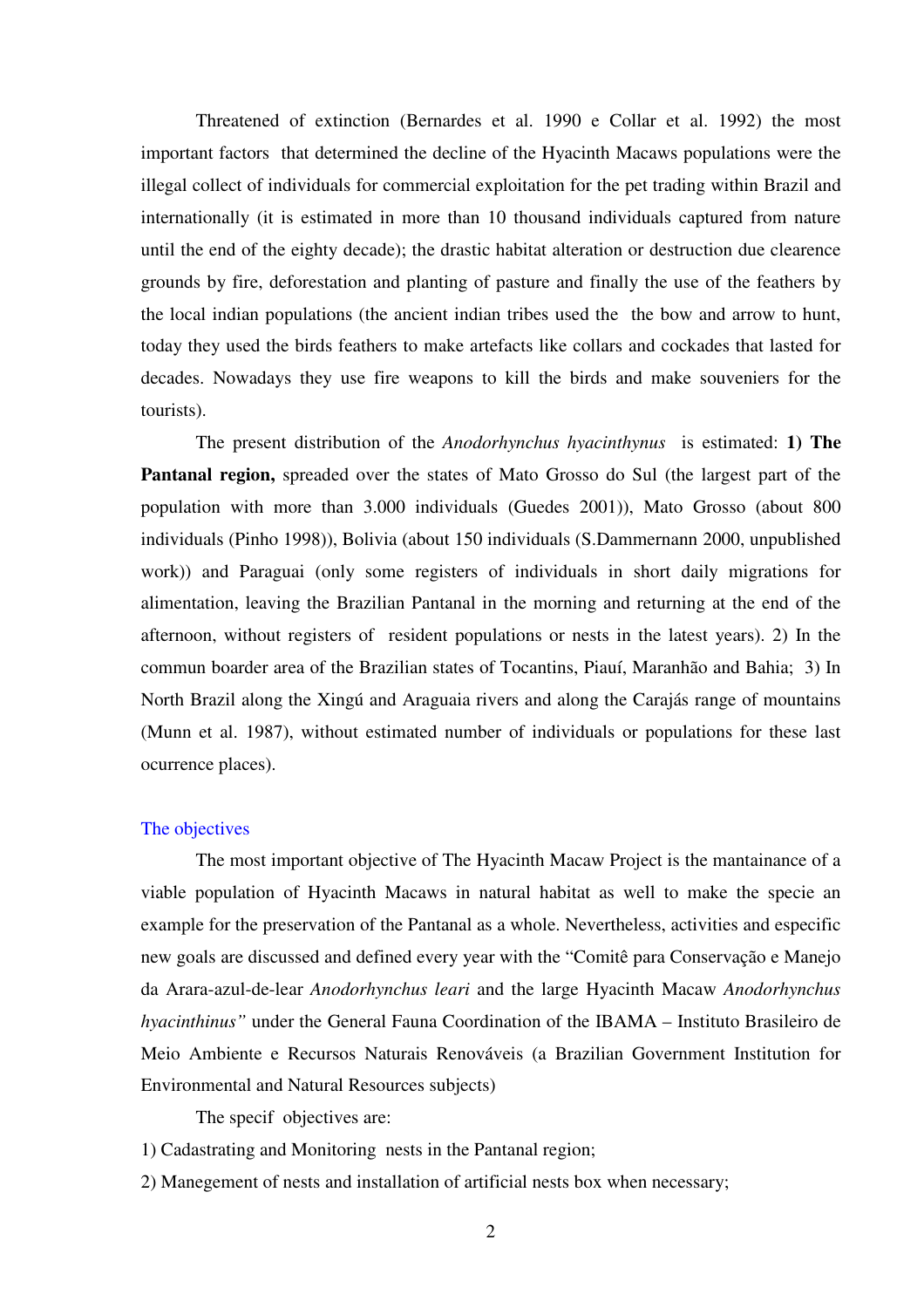Threatened of extinction (Bernardes et al. 1990 e Collar et al. 1992) the most important factors that determined the decline of the Hyacinth Macaws populations were the illegal collect of individuals for commercial exploitation for the pet trading within Brazil and internationally (it is estimated in more than 10 thousand individuals captured from nature until the end of the eighty decade); the drastic habitat alteration or destruction due clearence grounds by fire, deforestation and planting of pasture and finally the use of the feathers by the local indian populations (the ancient indian tribes used the the bow and arrow to hunt, today they used the birds feathers to make artefacts like collars and cockades that lasted for decades. Nowadays they use fire weapons to kill the birds and make souveniers for the tourists).

The present distribution of the *Anodorhynchus hyacinthynus* is estimated: **1) The Pantanal region,** spreaded over the states of Mato Grosso do Sul (the largest part of the population with more than 3.000 individuals (Guedes 2001)), Mato Grosso (about 800 individuals (Pinho 1998)), Bolivia (about 150 individuals (S.Dammernann 2000, unpublished work)) and Paraguai (only some registers of individuals in short daily migrations for alimentation, leaving the Brazilian Pantanal in the morning and returning at the end of the afternoon, without registers of resident populations or nests in the latest years). 2) In the commun boarder area of the Brazilian states of Tocantins, Piauí, Maranhão and Bahia; 3) In North Brazil along the Xingú and Araguaia rivers and along the Carajás range of mountains (Munn et al. 1987), without estimated number of individuals or populations for these last ocurrence places).

## The objectives

The most important objective of The Hyacinth Macaw Project is the mantainance of a viable population of Hyacinth Macaws in natural habitat as well to make the specie an example for the preservation of the Pantanal as a whole. Nevertheless, activities and especific new goals are discussed and defined every year with the "Comitê para Conservação e Manejo da Arara-azul-de-lear *Anodorhynchus leari* and the large Hyacinth Macaw *Anodorhynchus hyacinthinus"* under the General Fauna Coordination of the IBAMA – Instituto Brasileiro de Meio Ambiente e Recursos Naturais Renováveis (a Brazilian Government Institution for Environmental and Natural Resources subjects)

The specif objectives are:

1) Cadastrating and Monitoring nests in the Pantanal region;

2) Manegement of nests and installation of artificial nests box when necessary;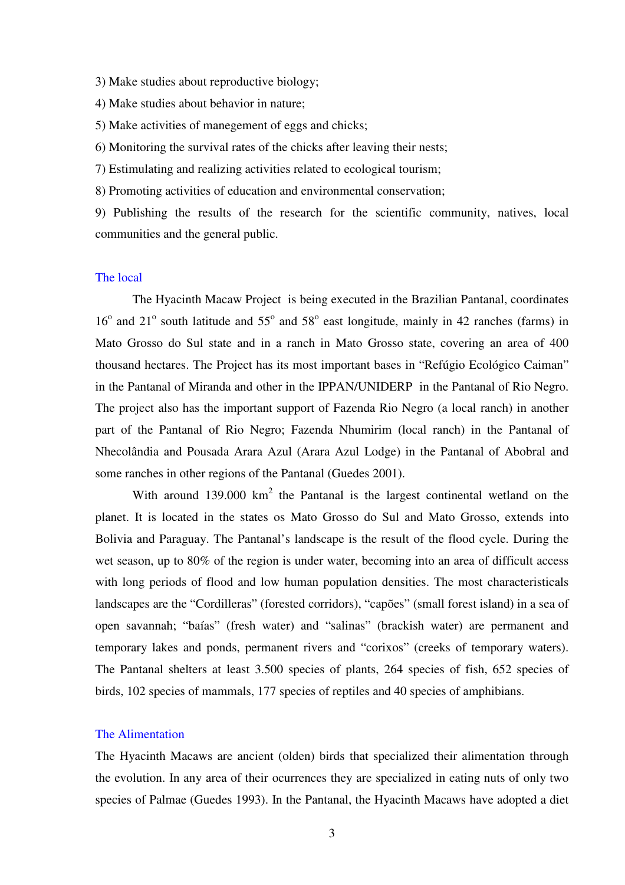3) Make studies about reproductive biology;

4) Make studies about behavior in nature;

5) Make activities of manegement of eggs and chicks;

6) Monitoring the survival rates of the chicks after leaving their nests;

7) Estimulating and realizing activities related to ecological tourism;

8) Promoting activities of education and environmental conservation;

9) Publishing the results of the research for the scientific community, natives, local communities and the general public.

## The local

The Hyacinth Macaw Project is being executed in the Brazilian Pantanal, coordinates 16$^o$ and 21$^o$ south latitude and 55$^o$ and 58$^o$ east longitude, mainly in 42 ranches (farms) in Mato Grosso do Sul state and in a ranch in Mato Grosso state, covering an area of 400 thousand hectares. The Project has its most important bases in "Refúgio Ecológico Caiman" in the Pantanal of Miranda and other in the IPPAN/UNIDERP in the Pantanal of Rio Negro. The project also has the important support of Fazenda Rio Negro (a local ranch) in another part of the Pantanal of Rio Negro; Fazenda Nhumirim (local ranch) in the Pantanal of Nhecolândia and Pousada Arara Azul (Arara Azul Lodge) in the Pantanal of Abobral and some ranches in other regions of the Pantanal (Guedes 2001).

With around 139.000 km$^2$ the Pantanal is the largest continental wetland on the planet. It is located in the states os Mato Grosso do Sul and Mato Grosso, extends into Bolivia and Paraguay. The Pantanal's landscape is the result of the flood cycle. During the wet season, up to 80% of the region is under water, becoming into an area of difficult access with long periods of flood and low human population densities. The most characteristicals landscapes are the "Cordilleras" (forested corridors), "capões" (small forest island) in a sea of open savannah; "baías" (fresh water) and "salinas" (brackish water) are permanent and temporary lakes and ponds, permanent rivers and "corixos" (creeks of temporary waters). The Pantanal shelters at least 3.500 species of plants, 264 species of fish, 652 species of birds, 102 species of mammals, 177 species of reptiles and 40 species of amphibians.

## The Alimentation

The Hyacinth Macaws are ancient (olden) birds that specialized their alimentation through the evolution. In any area of their ocurrences they are specialized in eating nuts of only two species of Palmae (Guedes 1993). In the Pantanal, the Hyacinth Macaws have adopted a diet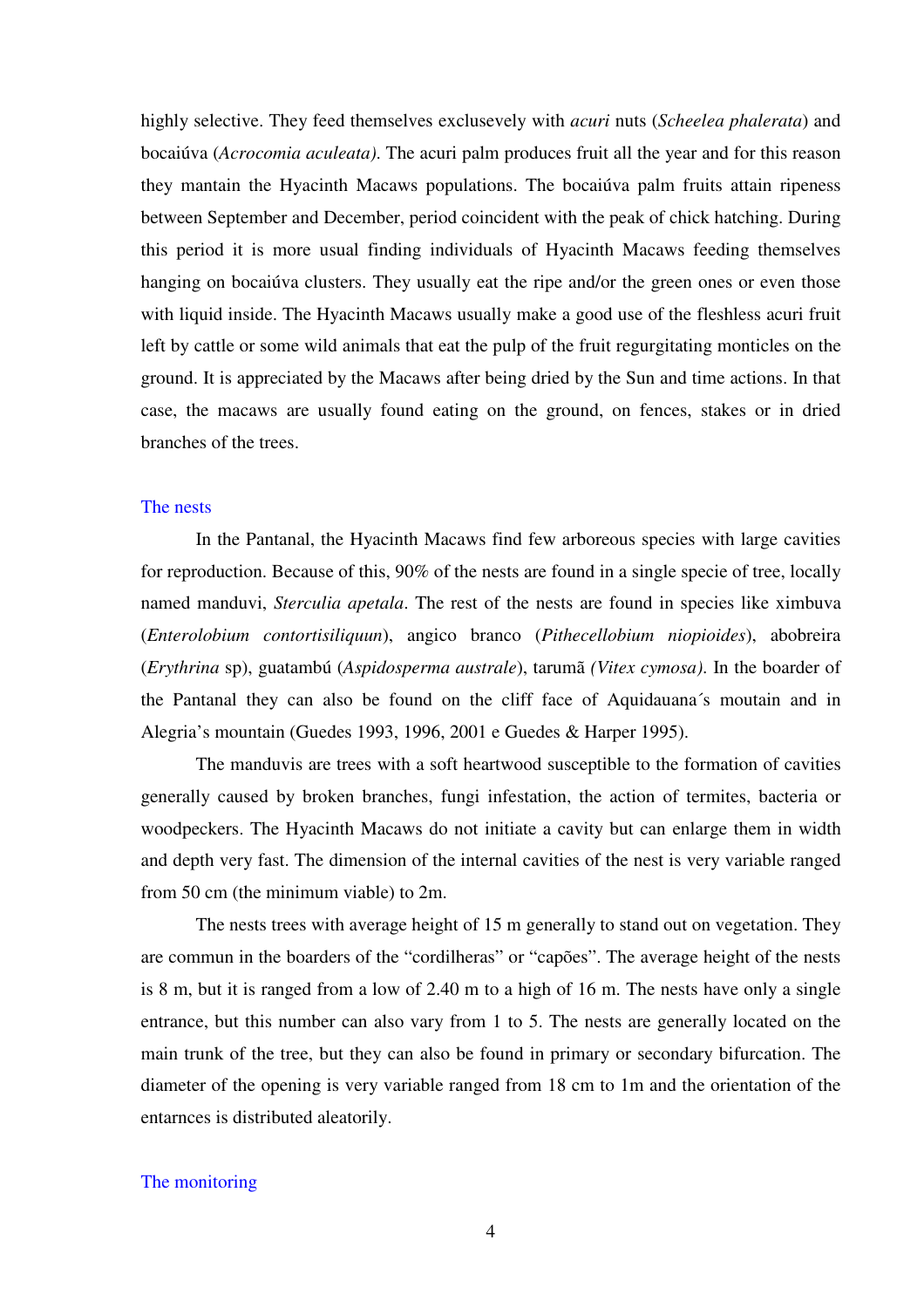highly selective. They feed themselves exclusevely with *acuri* nuts (*Scheelea phalerata*) and bocaiúva (*Acrocomia aculeata)*. The acuri palm produces fruit all the year and for this reason they mantain the Hyacinth Macaws populations. The bocaiúva palm fruits attain ripeness between September and December, period coincident with the peak of chick hatching. During this period it is more usual finding individuals of Hyacinth Macaws feeding themselves hanging on bocaiúva clusters. They usually eat the ripe and/or the green ones or even those with liquid inside. The Hyacinth Macaws usually make a good use of the fleshless acuri fruit left by cattle or some wild animals that eat the pulp of the fruit regurgitating monticles on the ground. It is appreciated by the Macaws after being dried by the Sun and time actions. In that case, the macaws are usually found eating on the ground, on fences, stakes or in dried branches of the trees.

## The nests

In the Pantanal, the Hyacinth Macaws find few arboreous species with large cavities for reproduction. Because of this, 90% of the nests are found in a single specie of tree, locally named manduvi, *Sterculia apetala*. The rest of the nests are found in species like ximbuva (*Enterolobium contortisiliquun*), angico branco (*Pithecellobium niopioides*), abobreira (*Erythrina* sp), guatambú (*Aspidosperma australe*), tarumã *(Vitex cymosa).* In the boarder of the Pantanal they can also be found on the cliff face of Aquidauana´s moutain and in Alegria's mountain (Guedes 1993, 1996, 2001 e Guedes & Harper 1995).

The manduvis are trees with a soft heartwood susceptible to the formation of cavities generally caused by broken branches, fungi infestation, the action of termites, bacteria or woodpeckers. The Hyacinth Macaws do not initiate a cavity but can enlarge them in width and depth very fast. The dimension of the internal cavities of the nest is very variable ranged from 50 cm (the minimum viable) to 2m.

The nests trees with average height of 15 m generally to stand out on vegetation. They are commun in the boarders of the "cordilheras" or "capões". The average height of the nests is 8 m, but it is ranged from a low of 2.40 m to a high of 16 m. The nests have only a single entrance, but this number can also vary from 1 to 5. The nests are generally located on the main trunk of the tree, but they can also be found in primary or secondary bifurcation. The diameter of the opening is very variable ranged from 18 cm to 1m and the orientation of the entarnces is distributed aleatorily.

## The monitoring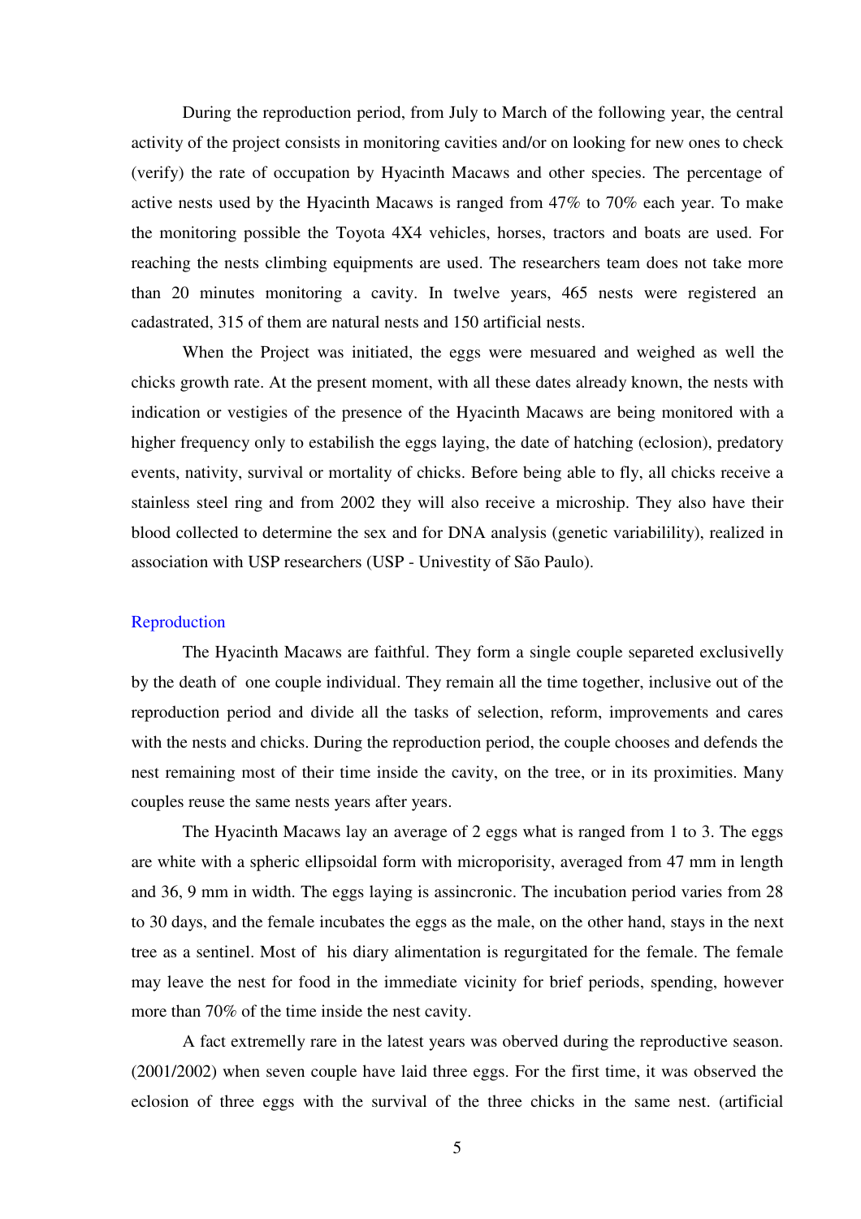During the reproduction period, from July to March of the following year, the central activity of the project consists in monitoring cavities and/or on looking for new ones to check (verify) the rate of occupation by Hyacinth Macaws and other species. The percentage of active nests used by the Hyacinth Macaws is ranged from 47% to 70% each year. To make the monitoring possible the Toyota 4X4 vehicles, horses, tractors and boats are used. For reaching the nests climbing equipments are used. The researchers team does not take more than 20 minutes monitoring a cavity. In twelve years, 465 nests were registered an cadastrated, 315 of them are natural nests and 150 artificial nests.

When the Project was initiated, the eggs were mesuared and weighed as well the chicks growth rate. At the present moment, with all these dates already known, the nests with indication or vestigies of the presence of the Hyacinth Macaws are being monitored with a higher frequency only to estabilish the eggs laying, the date of hatching (eclosion), predatory events, nativity, survival or mortality of chicks. Before being able to fly, all chicks receive a stainless steel ring and from 2002 they will also receive a microship. They also have their blood collected to determine the sex and for DNA analysis (genetic variabilility), realized in association with USP researchers (USP - Univestity of São Paulo).

## Reproduction

The Hyacinth Macaws are faithful. They form a single couple separeted exclusivelly by the death of one couple individual. They remain all the time together, inclusive out of the reproduction period and divide all the tasks of selection, reform, improvements and cares with the nests and chicks. During the reproduction period, the couple chooses and defends the nest remaining most of their time inside the cavity, on the tree, or in its proximities. Many couples reuse the same nests years after years.

The Hyacinth Macaws lay an average of 2 eggs what is ranged from 1 to 3. The eggs are white with a spheric ellipsoidal form with microporisity, averaged from 47 mm in length and 36, 9 mm in width. The eggs laying is assincronic. The incubation period varies from 28 to 30 days, and the female incubates the eggs as the male, on the other hand, stays in the next tree as a sentinel. Most of his diary alimentation is regurgitated for the female. The female may leave the nest for food in the immediate vicinity for brief periods, spending, however more than 70% of the time inside the nest cavity.

A fact extremelly rare in the latest years was oberved during the reproductive season. (2001/2002) when seven couple have laid three eggs. For the first time, it was observed the eclosion of three eggs with the survival of the three chicks in the same nest. (artificial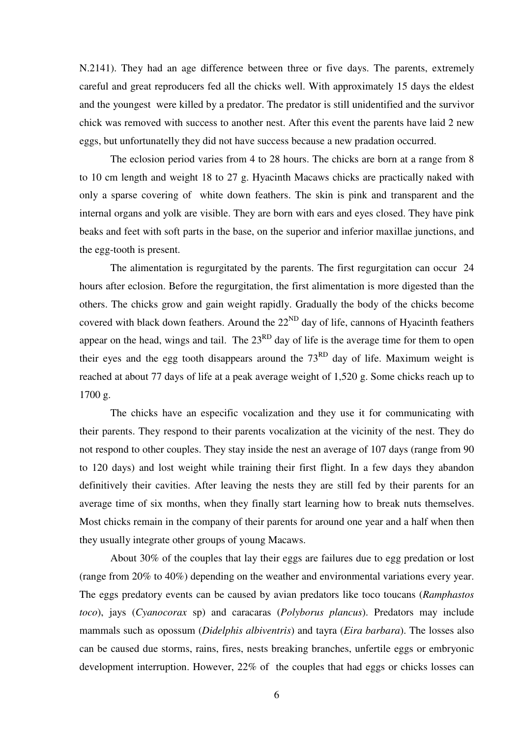N.2141). They had an age difference between three or five days. The parents, extremely careful and great reproducers fed all the chicks well. With approximately 15 days the eldest and the youngest were killed by a predator. The predator is still unidentified and the survivor chick was removed with success to another nest. After this event the parents have laid 2 new eggs, but unfortunatelly they did not have success because a new pradation occurred.

The eclosion period varies from 4 to 28 hours. The chicks are born at a range from 8 to 10 cm length and weight 18 to 27 g. Hyacinth Macaws chicks are practically naked with only a sparse covering of white down feathers. The skin is pink and transparent and the internal organs and yolk are visible. They are born with ears and eyes closed. They have pink beaks and feet with soft parts in the base, on the superior and inferior maxillae junctions, and the egg-tooth is present.

The alimentation is regurgitated by the parents. The first regurgitation can occur 24 hours after eclosion. Before the regurgitation, the first alimentation is more digested than the others. The chicks grow and gain weight rapidly. Gradually the body of the chicks become covered with black down feathers. Around the 22[ND] day of life, cannons of Hyacinth feathers appear on the head, wings and tail. The 23[RD] day of life is the average time for them to open their eyes and the egg tooth disappears around the 73[RD] day of life. Maximum weight is reached at about 77 days of life at a peak average weight of 1,520 g. Some chicks reach up to 1700 g.

The chicks have an especific vocalization and they use it for communicating with their parents. They respond to their parents vocalization at the vicinity of the nest. They do not respond to other couples. They stay inside the nest an average of 107 days (range from 90 to 120 days) and lost weight while training their first flight. In a few days they abandon definitively their cavities. After leaving the nests they are still fed by their parents for an average time of six months, when they finally start learning how to break nuts themselves. Most chicks remain in the company of their parents for around one year and a half when then they usually integrate other groups of young Macaws.

About 30% of the couples that lay their eggs are failures due to egg predation or lost (range from 20% to 40%) depending on the weather and environmental variations every year. The eggs predatory events can be caused by avian predators like toco toucans (*Ramphastos toco*), jays (*Cyanocorax* sp) and caracaras (*Polyborus plancus*). Predators may include mammals such as opossum (*Didelphis albiventris*) and tayra (*Eira barbara*). The losses also can be caused due storms, rains, fires, nests breaking branches, unfertile eggs or embryonic development interruption. However, 22% of the couples that had eggs or chicks losses can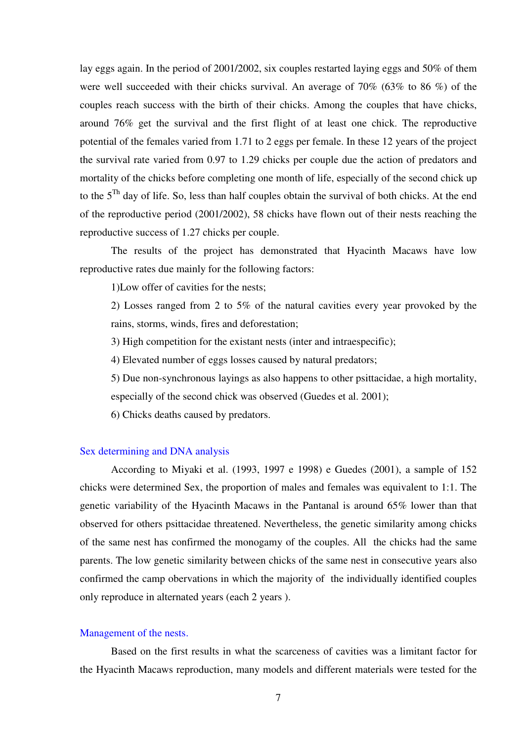lay eggs again. In the period of 2001/2002, six couples restarted laying eggs and 50% of them were well succeeded with their chicks survival. An average of 70% (63% to 86 %) of the couples reach success with the birth of their chicks. Among the couples that have chicks, around 76% get the survival and the first flight of at least one chick. The reproductive potential of the females varied from 1.71 to 2 eggs per female. In these 12 years of the project the survival rate varied from 0.97 to 1.29 chicks per couple due the action of predators and mortality of the chicks before completing one month of life, especially of the second chick up to the $5^{Th}$ day of life. So, less than half couples obtain the survival of both chicks. At the end of the reproductive period (2001/2002), 58 chicks have flown out of their nests reaching the reproductive success of 1.27 chicks per couple.

The results of the project has demonstrated that Hyacinth Macaws have low reproductive rates due mainly for the following factors:

1)Low offer of cavities for the nests;

2) Losses ranged from 2 to 5% of the natural cavities every year provoked by the rains, storms, winds, fires and deforestation;

3) High competition for the existant nests (inter and intraespecific);

4) Elevated number of eggs losses caused by natural predators;

5) Due non-synchronous layings as also happens to other psittacidae, a high mortality, especially of the second chick was observed (Guedes et al. 2001);

6) Chicks deaths caused by predators.

## Sex determining and DNA analysis

According to Miyaki et al. (1993, 1997 e 1998) e Guedes (2001), a sample of 152 chicks were determined Sex, the proportion of males and females was equivalent to 1:1. The genetic variability of the Hyacinth Macaws in the Pantanal is around 65% lower than that observed for others psittacidae threatened. Nevertheless, the genetic similarity among chicks of the same nest has confirmed the monogamy of the couples. All the chicks had the same parents. The low genetic similarity between chicks of the same nest in consecutive years also confirmed the camp obervations in which the majority of the individually identified couples only reproduce in alternated years (each 2 years ).

## Management of the nests.

Based on the first results in what the scarceness of cavities was a limitant factor for the Hyacinth Macaws reproduction, many models and different materials were tested for the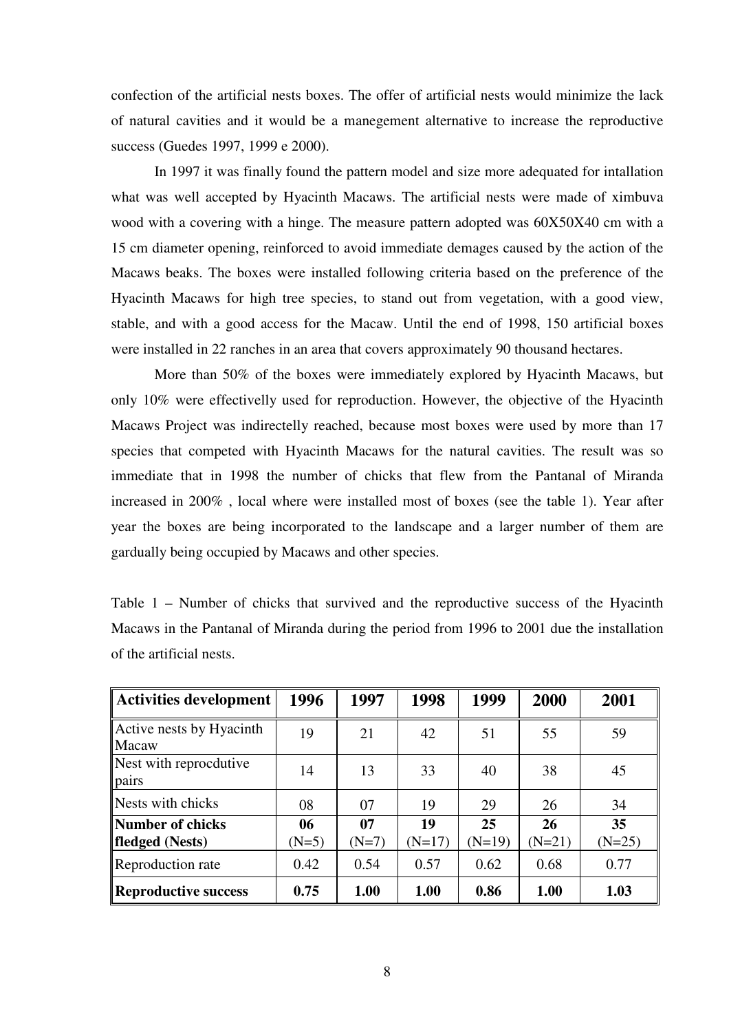confection of the artificial nests boxes. The offer of artificial nests would minimize the lack of natural cavities and it would be a manegement alternative to increase the reproductive success (Guedes 1997, 1999 e 2000).

In 1997 it was finally found the pattern model and size more adequated for intallation what was well accepted by Hyacinth Macaws. The artificial nests were made of ximbuva wood with a covering with a hinge. The measure pattern adopted was 60X50X40 cm with a 15 cm diameter opening, reinforced to avoid immediate demages caused by the action of the Macaws beaks. The boxes were installed following criteria based on the preference of the Hyacinth Macaws for high tree species, to stand out from vegetation, with a good view, stable, and with a good access for the Macaw. Until the end of 1998, 150 artificial boxes were installed in 22 ranches in an area that covers approximately 90 thousand hectares.

More than 50% of the boxes were immediately explored by Hyacinth Macaws, but only 10% were effectivelly used for reproduction. However, the objective of the Hyacinth Macaws Project was indirectelly reached, because most boxes were used by more than 17 species that competed with Hyacinth Macaws for the natural cavities. The result was so immediate that in 1998 the number of chicks that flew from the Pantanal of Miranda increased in 200% , local where were installed most of boxes (see the table 1). Year after year the boxes are being incorporated to the landscape and a larger number of them are gardually being occupied by Macaws and other species.

Table 1 – Number of chicks that survived and the reproductive success of the Hyacinth Macaws in the Pantanal of Miranda during the period from 1996 to 2001 due the installation of the artificial nests.

| **Activities development** | **1996** | **1997** | **1998** | **1999** | **2000** | **2001** |
|---|---|---|---|---|---|---|
| Active nests by Hyacinth Macaw | 19 | 21 | 42 | 51 | 55 | 59 |
| Nest with reprocdutive pairs | 14 | 13 | 33 | 40 | 38 | 45 |
| Nests with chicks | 08 | 07 | 19 | 29 | 26 | 34 |
| **Number of chicks fledged (Nests)** | **06** (N=5) | **07** (N=7) | **19** (N=17) | **25** (N=19) | **26** (N=21) | **35** (N=25) |
| Reproduction rate | 0.42 | 0.54 | 0.57 | 0.62 | 0.68 | 0.77 |
| **Reproductive success** | **0.75** | **1.00** | **1.00** | **0.86** | **1.00** | **1.03** |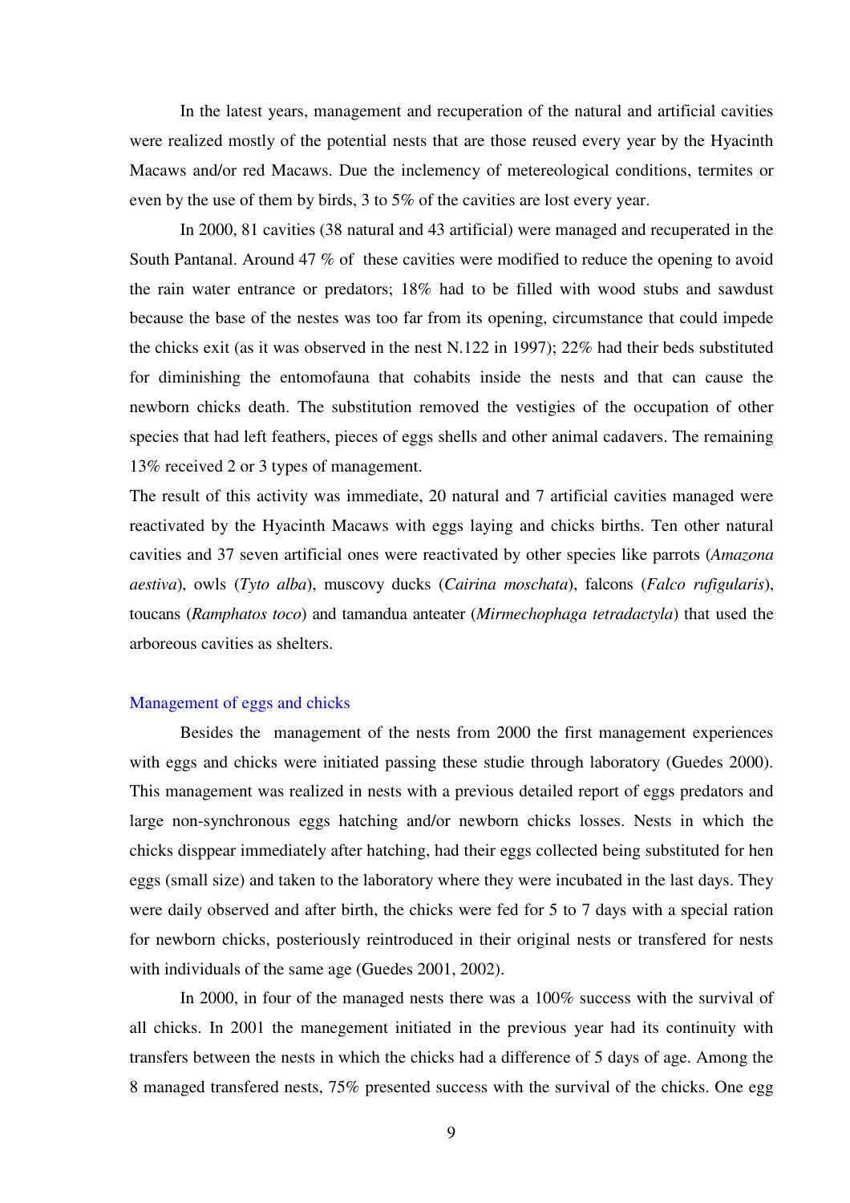In the latest years, management and recuperation of the natural and artificial cavities were realized mostly of the potential nests that are those reused every year by the Hyacinth Macaws and/or red Macaws. Due the inclemency of metereological conditions, termites or even by the use of them by birds, 3 to 5% of the cavities are lost every year.

In 2000, 81 cavities (38 natural and 43 artificial) were managed and recuperated in the South Pantanal. Around 47 % of these cavities were modified to reduce the opening to avoid the rain water entrance or predators; 18% had to be filled with wood stubs and sawdust because the base of the nestes was too far from its opening, circumstance that could impede the chicks exit (as it was observed in the nest N.122 in 1997); 22% had their beds substituted for diminishing the entomofauna that cohabits inside the nests and that can cause the newborn chicks death. The substitution removed the vestigies of the occupation of other species that had left feathers, pieces of eggs shells and other animal cadavers. The remaining 13% received 2 or 3 types of management.

The result of this activity was immediate, 20 natural and 7 artificial cavities managed were reactivated by the Hyacinth Macaws with eggs laying and chicks births. Ten other natural cavities and 37 seven artificial ones were reactivated by other species like parrots (*Amazona aestiva*), owls (*Tyto alba*), muscovy ducks (*Cairina moschata*), falcons (*Falco rufigularis*), toucans (*Ramphatos toco*) and tamandua anteater (*Mirmechophaga tetradactyla*) that used the arboreous cavities as shelters.

## Management of eggs and chicks

Besides the management of the nests from 2000 the first management experiences with eggs and chicks were initiated passing these studie through laboratory (Guedes 2000). This management was realized in nests with a previous detailed report of eggs predators and large non-synchronous eggs hatching and/or newborn chicks losses. Nests in which the chicks disppear immediately after hatching, had their eggs collected being substituted for hen eggs (small size) and taken to the laboratory where they were incubated in the last days. They were daily observed and after birth, the chicks were fed for 5 to 7 days with a special ration for newborn chicks, posteriously reintroduced in their original nests or transfered for nests with individuals of the same age (Guedes 2001, 2002).

In 2000, in four of the managed nests there was a 100% success with the survival of all chicks. In 2001 the manegement initiated in the previous year had its continuity with transfers between the nests in which the chicks had a difference of 5 days of age. Among the 8 managed transfered nests, 75% presented success with the survival of the chicks. One egg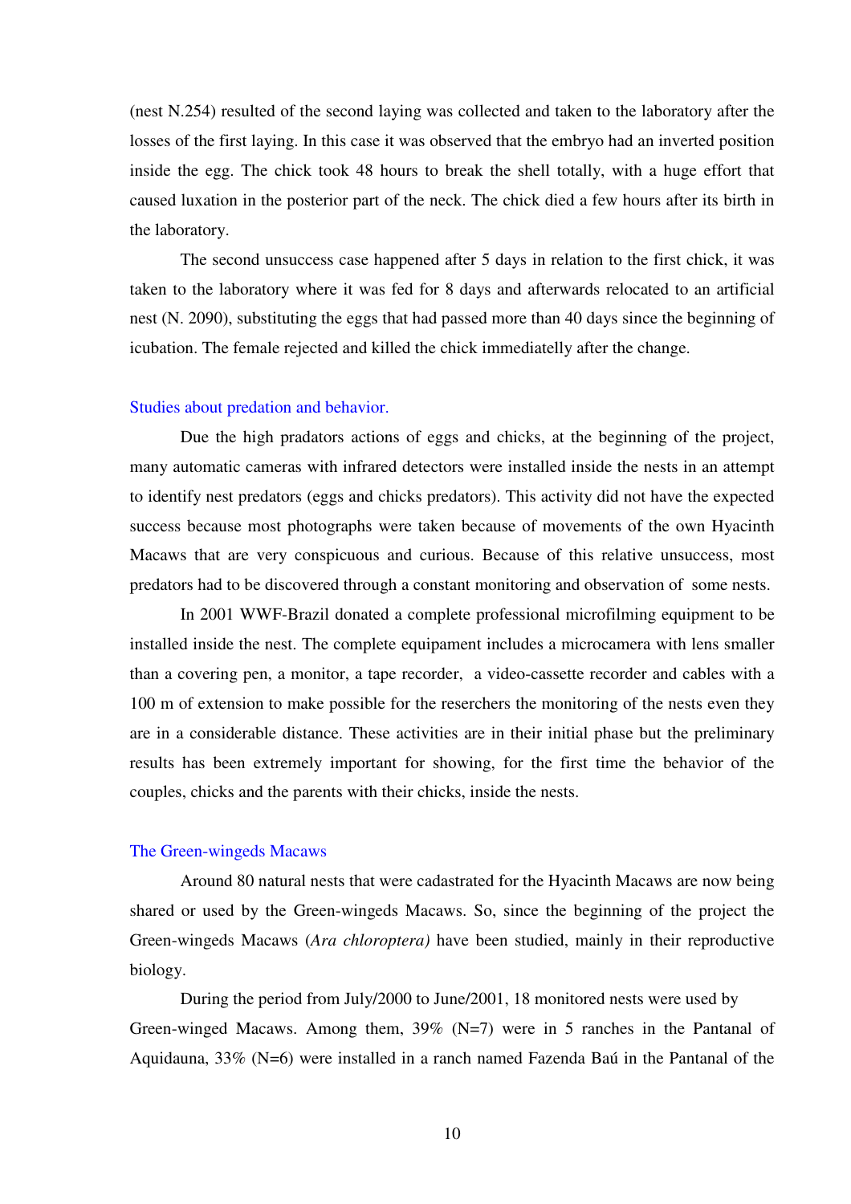(nest N.254) resulted of the second laying was collected and taken to the laboratory after the losses of the first laying. In this case it was observed that the embryo had an inverted position inside the egg. The chick took 48 hours to break the shell totally, with a huge effort that caused luxation in the posterior part of the neck. The chick died a few hours after its birth in the laboratory.

The second unsuccess case happened after 5 days in relation to the first chick, it was taken to the laboratory where it was fed for 8 days and afterwards relocated to an artificial nest (N. 2090), substituting the eggs that had passed more than 40 days since the beginning of icubation. The female rejected and killed the chick immediatelly after the change.

### Studies about predation and behavior.

Due the high pradators actions of eggs and chicks, at the beginning of the project, many automatic cameras with infrared detectors were installed inside the nests in an attempt to identify nest predators (eggs and chicks predators). This activity did not have the expected success because most photographs were taken because of movements of the own Hyacinth Macaws that are very conspicuous and curious. Because of this relative unsuccess, most predators had to be discovered through a constant monitoring and observation of some nests.

In 2001 WWF-Brazil donated a complete professional microfilming equipment to be installed inside the nest. The complete equipament includes a microcamera with lens smaller than a covering pen, a monitor, a tape recorder, a video-cassette recorder and cables with a 100 m of extension to make possible for the reserchers the monitoring of the nests even they are in a considerable distance. These activities are in their initial phase but the preliminary results has been extremely important for showing, for the first time the behavior of the couples, chicks and the parents with their chicks, inside the nests.

### The Green-wingeds Macaws

Around 80 natural nests that were cadastrated for the Hyacinth Macaws are now being shared or used by the Green-wingeds Macaws. So, since the beginning of the project the Green-wingeds Macaws (*Ara chloroptera)* have been studied, mainly in their reproductive biology.

During the period from July/2000 to June/2001, 18 monitored nests were used by Green-winged Macaws. Among them, 39% (N=7) were in 5 ranches in the Pantanal of Aquidauna, 33% (N=6) were installed in a ranch named Fazenda Baú in the Pantanal of the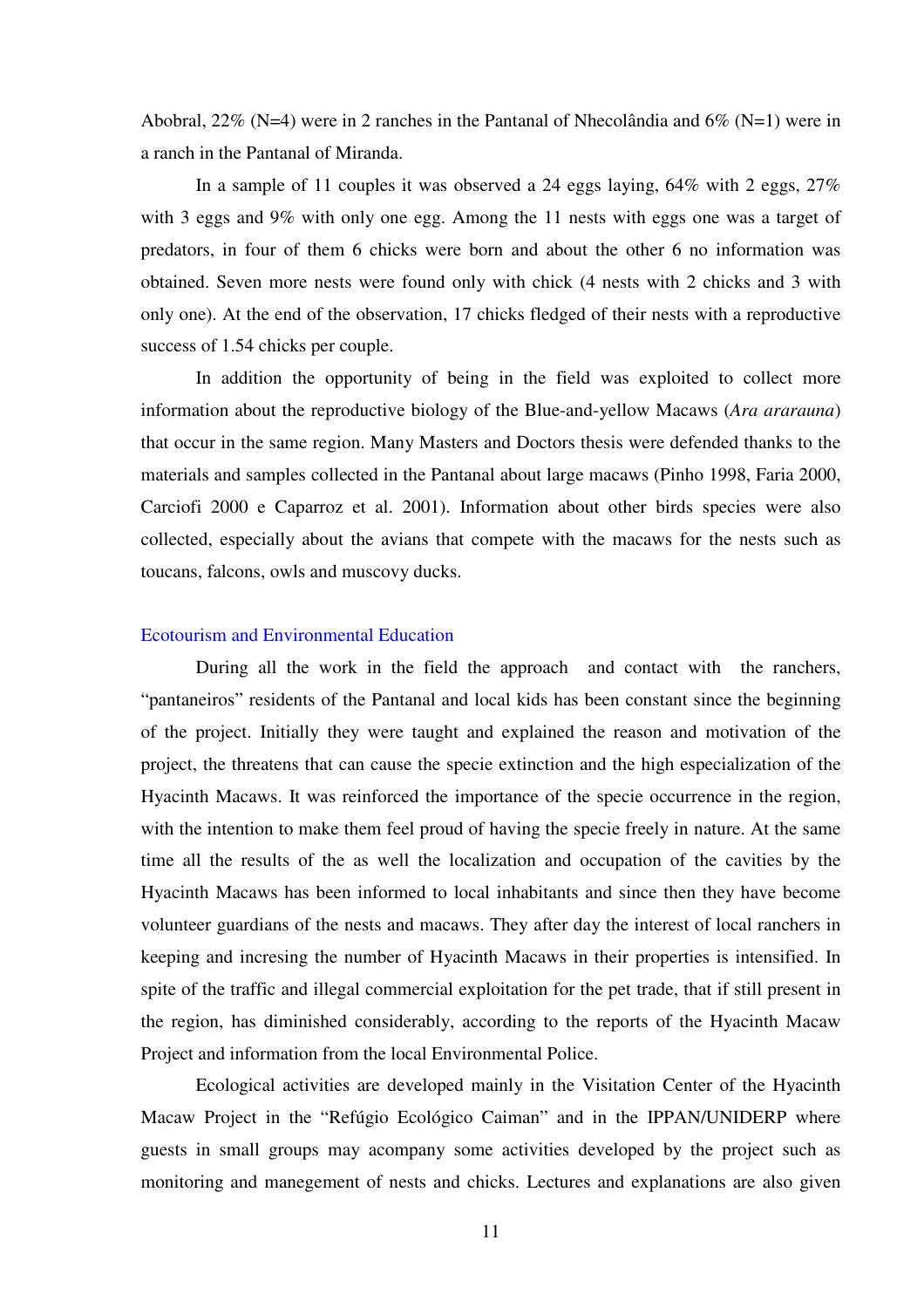Abobral, 22% (N=4) were in 2 ranches in the Pantanal of Nhecolândia and 6% (N=1) were in a ranch in the Pantanal of Miranda.

In a sample of 11 couples it was observed a 24 eggs laying, 64% with 2 eggs, 27% with 3 eggs and 9% with only one egg. Among the 11 nests with eggs one was a target of predators, in four of them 6 chicks were born and about the other 6 no information was obtained. Seven more nests were found only with chick (4 nests with 2 chicks and 3 with only one). At the end of the observation, 17 chicks fledged of their nests with a reproductive success of 1.54 chicks per couple.

In addition the opportunity of being in the field was exploited to collect more information about the reproductive biology of the Blue-and-yellow Macaws (*Ara ararauna*) that occur in the same region. Many Masters and Doctors thesis were defended thanks to the materials and samples collected in the Pantanal about large macaws (Pinho 1998, Faria 2000, Carciofi 2000 e Caparroz et al. 2001). Information about other birds species were also collected, especially about the avians that compete with the macaws for the nests such as toucans, falcons, owls and muscovy ducks.

## Ecotourism and Environmental Education

During all the work in the field the approach and contact with the ranchers, "pantaneiros" residents of the Pantanal and local kids has been constant since the beginning of the project. Initially they were taught and explained the reason and motivation of the project, the threatens that can cause the specie extinction and the high especialization of the Hyacinth Macaws. It was reinforced the importance of the specie occurrence in the region, with the intention to make them feel proud of having the specie freely in nature. At the same time all the results of the as well the localization and occupation of the cavities by the Hyacinth Macaws has been informed to local inhabitants and since then they have become volunteer guardians of the nests and macaws. They after day the interest of local ranchers in keeping and incresing the number of Hyacinth Macaws in their properties is intensified. In spite of the traffic and illegal commercial exploitation for the pet trade, that if still present in the region, has diminished considerably, according to the reports of the Hyacinth Macaw Project and information from the local Environmental Police.

Ecological activities are developed mainly in the Visitation Center of the Hyacinth Macaw Project in the "Refúgio Ecológico Caiman" and in the IPPAN/UNIDERP where guests in small groups may acompany some activities developed by the project such as monitoring and manegement of nests and chicks. Lectures and explanations are also given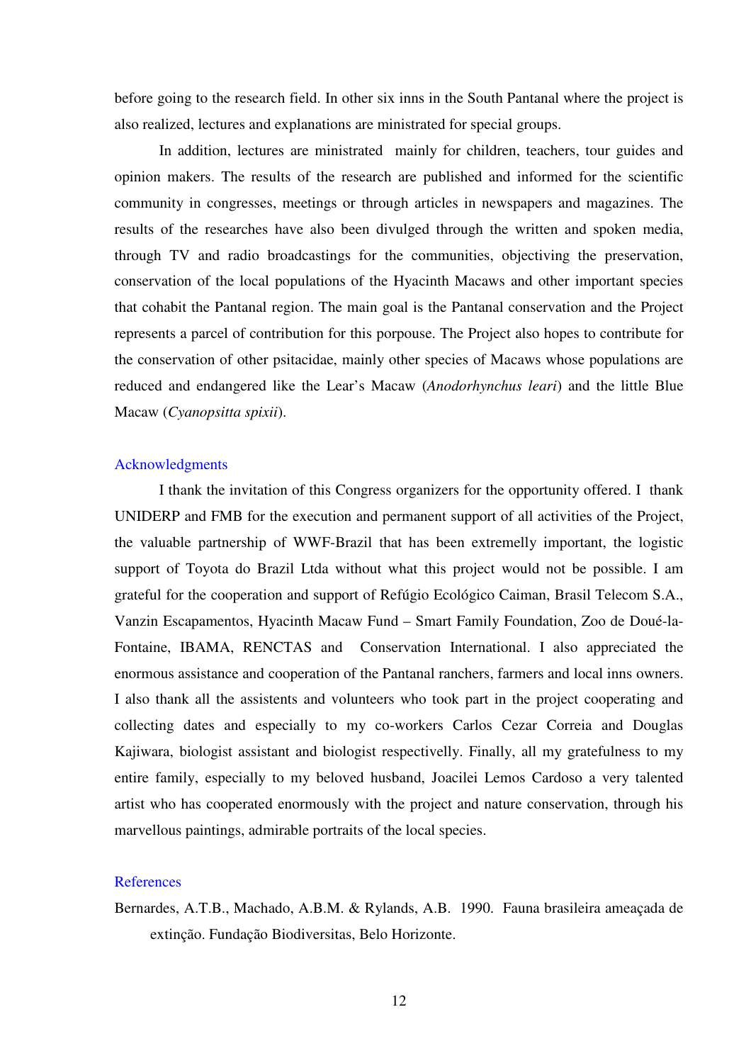before going to the research field. In other six inns in the South Pantanal where the project is also realized, lectures and explanations are ministrated for special groups.

In addition, lectures are ministrated mainly for children, teachers, tour guides and opinion makers. The results of the research are published and informed for the scientific community in congresses, meetings or through articles in newspapers and magazines. The results of the researches have also been divulged through the written and spoken media, through TV and radio broadcastings for the communities, objectiving the preservation, conservation of the local populations of the Hyacinth Macaws and other important species that cohabit the Pantanal region. The main goal is the Pantanal conservation and the Project represents a parcel of contribution for this porpouse. The Project also hopes to contribute for the conservation of other psitacidae, mainly other species of Macaws whose populations are reduced and endangered like the Lear's Macaw (*Anodorhynchus leari*) and the little Blue Macaw (*Cyanopsitta spixii*).

## Acknowledgments

I thank the invitation of this Congress organizers for the opportunity offered. I thank UNIDERP and FMB for the execution and permanent support of all activities of the Project, the valuable partnership of WWF-Brazil that has been extremelly important, the logistic support of Toyota do Brazil Ltda without what this project would not be possible. I am grateful for the cooperation and support of Refúgio Ecológico Caiman, Brasil Telecom S.A., Vanzin Escapamentos, Hyacinth Macaw Fund – Smart Family Foundation, Zoo de Doué-la-Fontaine, IBAMA, RENCTAS and Conservation International. I also appreciated the enormous assistance and cooperation of the Pantanal ranchers, farmers and local inns owners. I also thank all the assistents and volunteers who took part in the project cooperating and collecting dates and especially to my co-workers Carlos Cezar Correia and Douglas Kajiwara, biologist assistant and biologist respectivelly. Finally, all my gratefulness to my entire family, especially to my beloved husband, Joacilei Lemos Cardoso a very talented artist who has cooperated enormously with the project and nature conservation, through his marvellous paintings, admirable portraits of the local species.

## References

Bernardes, A.T.B., Machado, A.B.M. & Rylands, A.B. 1990. Fauna brasileira ameaçada de extinção. Fundação Biodiversitas, Belo Horizonte.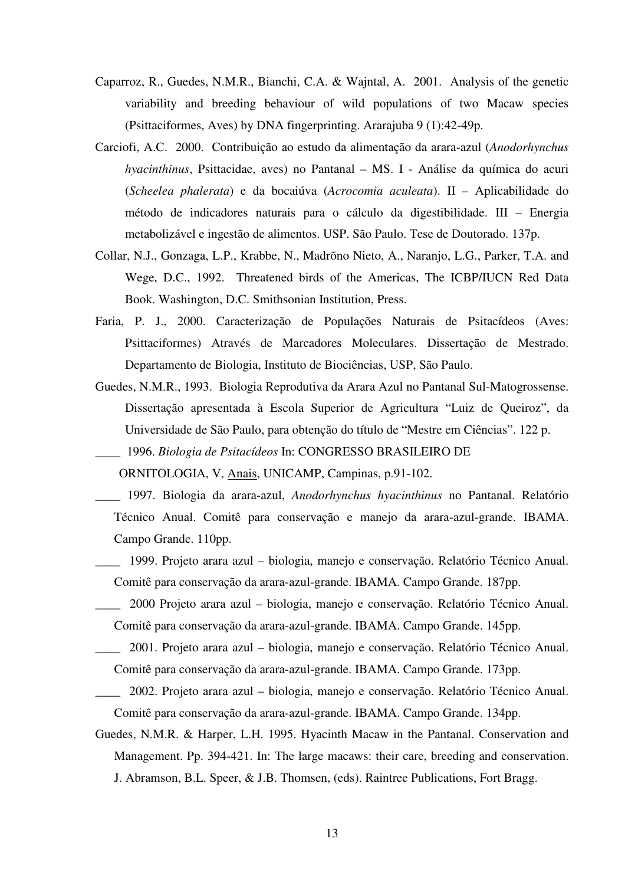Caparroz, R., Guedes, N.M.R., Bianchi, C.A. & Wajntal, A. 2001. Analysis of the genetic variability and breeding behaviour of wild populations of two Macaw species (Psittaciformes, Aves) by DNA fingerprinting. Ararajuba 9 (1):42-49p.

Carciofi, A.C. 2000. Contribuição ao estudo da alimentação da arara-azul (*Anodorhynchus hyacinthinus*, Psittacidae, aves) no Pantanal – MS. I - Análise da química do acuri (*Scheelea phalerata*) e da bocaiúva (*Acrocomia aculeata*). II – Aplicabilidade do método de indicadores naturais para o cálculo da digestibilidade. III – Energia metabolizável e ingestão de alimentos. USP. São Paulo. Tese de Doutorado. 137p.

Collar, N.J., Gonzaga, L.P., Krabbe, N., Madrõno Nieto, A., Naranjo, L.G., Parker, T.A. and Wege, D.C., 1992. Threatened birds of the Americas, The ICBP/IUCN Red Data Book. Washington, D.C. Smithsonian Institution, Press.

Faria, P. J., 2000. Caracterização de Populações Naturais de Psitacídeos (Aves: Psittaciformes) Através de Marcadores Moleculares. Dissertação de Mestrado. Departamento de Biologia, Instituto de Biociências, USP, São Paulo.

Guedes, N.M.R., 1993. Biologia Reprodutiva da Arara Azul no Pantanal Sul-Matogrossense. Dissertação apresentada à Escola Superior de Agricultura "Luiz de Queiroz", da Universidade de São Paulo, para obtenção do título de "Mestre em Ciências". 122 p.

____ 1996. *Biologia de Psitacídeos* In: CONGRESSO BRASILEIRO DE ORNITOLOGIA, V, Anais, UNICAMP, Campinas, p.91-102.

____ 1997. Biologia da arara-azul, *Anodorhynchus hyacinthinus* no Pantanal. Relatório Técnico Anual. Comitê para conservação e manejo da arara-azul-grande. IBAMA. Campo Grande. 110pp.

____ 1999. Projeto arara azul – biologia, manejo e conservação. Relatório Técnico Anual. Comitê para conservação da arara-azul-grande. IBAMA. Campo Grande. 187pp.

____ 2000 Projeto arara azul – biologia, manejo e conservação. Relatório Técnico Anual. Comitê para conservação da arara-azul-grande. IBAMA. Campo Grande. 145pp.

____ 2001. Projeto arara azul – biologia, manejo e conservação. Relatório Técnico Anual. Comitê para conservação da arara-azul-grande. IBAMA. Campo Grande. 173pp.

____ 2002. Projeto arara azul – biologia, manejo e conservação. Relatório Técnico Anual. Comitê para conservação da arara-azul-grande. IBAMA. Campo Grande. 134pp.

Guedes, N.M.R. & Harper, L.H. 1995. Hyacinth Macaw in the Pantanal. Conservation and Management. Pp. 394-421. In: The large macaws: their care, breeding and conservation. J. Abramson, B.L. Speer, & J.B. Thomsen, (eds). Raintree Publications, Fort Bragg.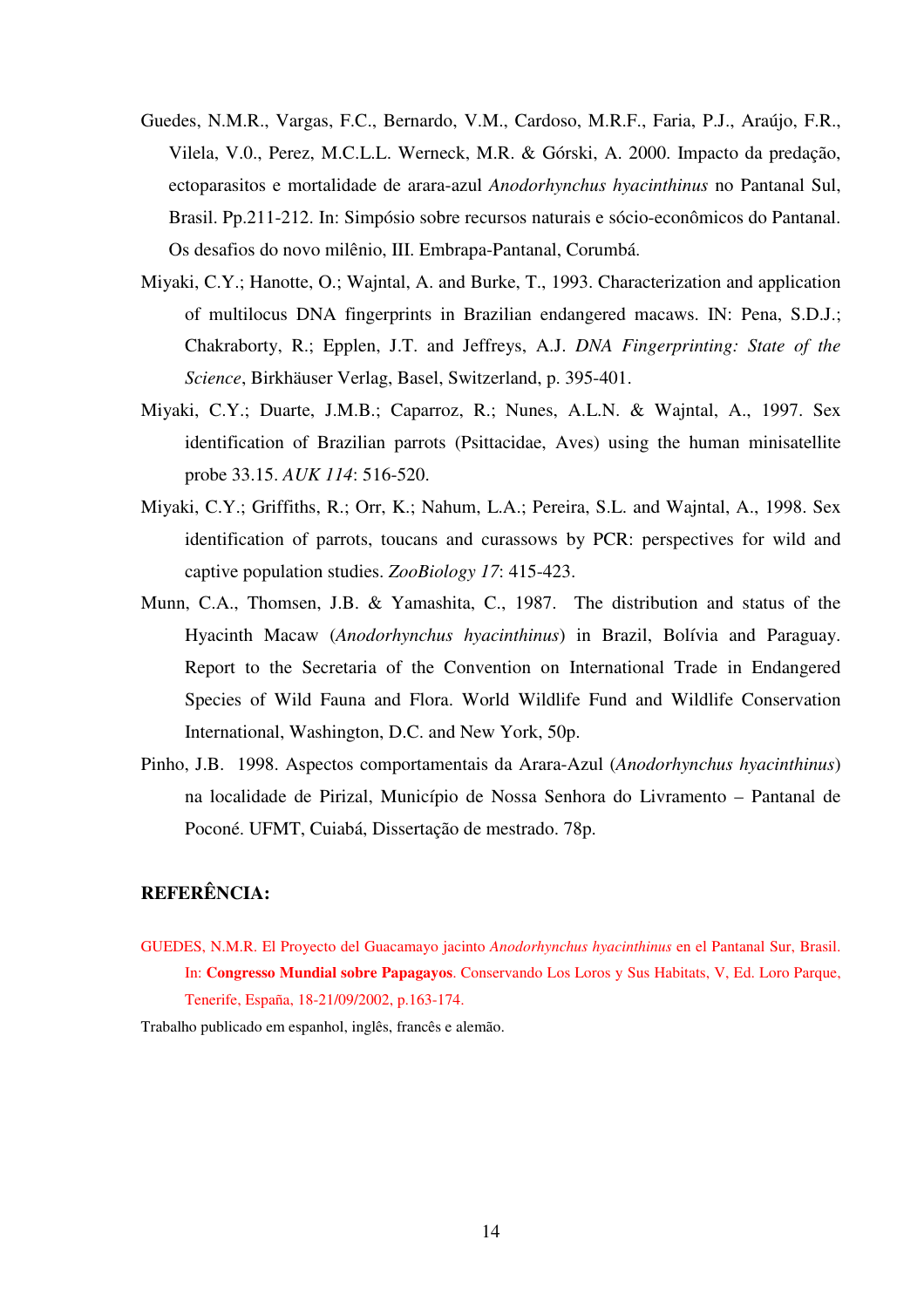Guedes, N.M.R., Vargas, F.C., Bernardo, V.M., Cardoso, M.R.F., Faria, P.J., Araújo, F.R., Vilela, V.0., Perez, M.C.L.L. Werneck, M.R. & Górski, A. 2000. Impacto da predação, ectoparasitos e mortalidade de arara-azul *Anodorhynchus hyacinthinus* no Pantanal Sul, Brasil. Pp.211-212. In: Simpósio sobre recursos naturais e sócio-econômicos do Pantanal. Os desafios do novo milênio, III. Embrapa-Pantanal, Corumbá.

Miyaki, C.Y.; Hanotte, O.; Wajntal, A. and Burke, T., 1993. Characterization and application of multilocus DNA fingerprints in Brazilian endangered macaws. IN: Pena, S.D.J.; Chakraborty, R.; Epplen, J.T. and Jeffreys, A.J. *DNA Fingerprinting: State of the Science*, Birkhäuser Verlag, Basel, Switzerland, p. 395-401.

Miyaki, C.Y.; Duarte, J.M.B.; Caparroz, R.; Nunes, A.L.N. & Wajntal, A., 1997. Sex identification of Brazilian parrots (Psittacidae, Aves) using the human minisatellite probe 33.15. *AUK 114*: 516-520.

Miyaki, C.Y.; Griffiths, R.; Orr, K.; Nahum, L.A.; Pereira, S.L. and Wajntal, A., 1998. Sex identification of parrots, toucans and curassows by PCR: perspectives for wild and captive population studies. *ZooBiology 17*: 415-423.

Munn, C.A., Thomsen, J.B. & Yamashita, C., 1987. The distribution and status of the Hyacinth Macaw (*Anodorhynchus hyacinthinus*) in Brazil, Bolívia and Paraguay. Report to the Secretaria of the Convention on International Trade in Endangered Species of Wild Fauna and Flora. World Wildlife Fund and Wildlife Conservation International, Washington, D.C. and New York, 50p.

Pinho, J.B. 1998. Aspectos comportamentais da Arara-Azul (*Anodorhynchus hyacinthinus*) na localidade de Pirizal, Município de Nossa Senhora do Livramento – Pantanal de Poconé. UFMT, Cuiabá, Dissertação de mestrado. 78p.

## REFERÊNCIA:

GUEDES, N.M.R. El Proyecto del Guacamayo jacinto *Anodorhynchus hyacinthinus* en el Pantanal Sur, Brasil. In: **Congresso Mundial sobre Papagayos**. Conservando Los Loros y Sus Habitats, V, Ed. Loro Parque, Tenerife, España, 18-21/09/2002, p.163-174.

Trabalho publicado em espanhol, inglês, francês e alemão.